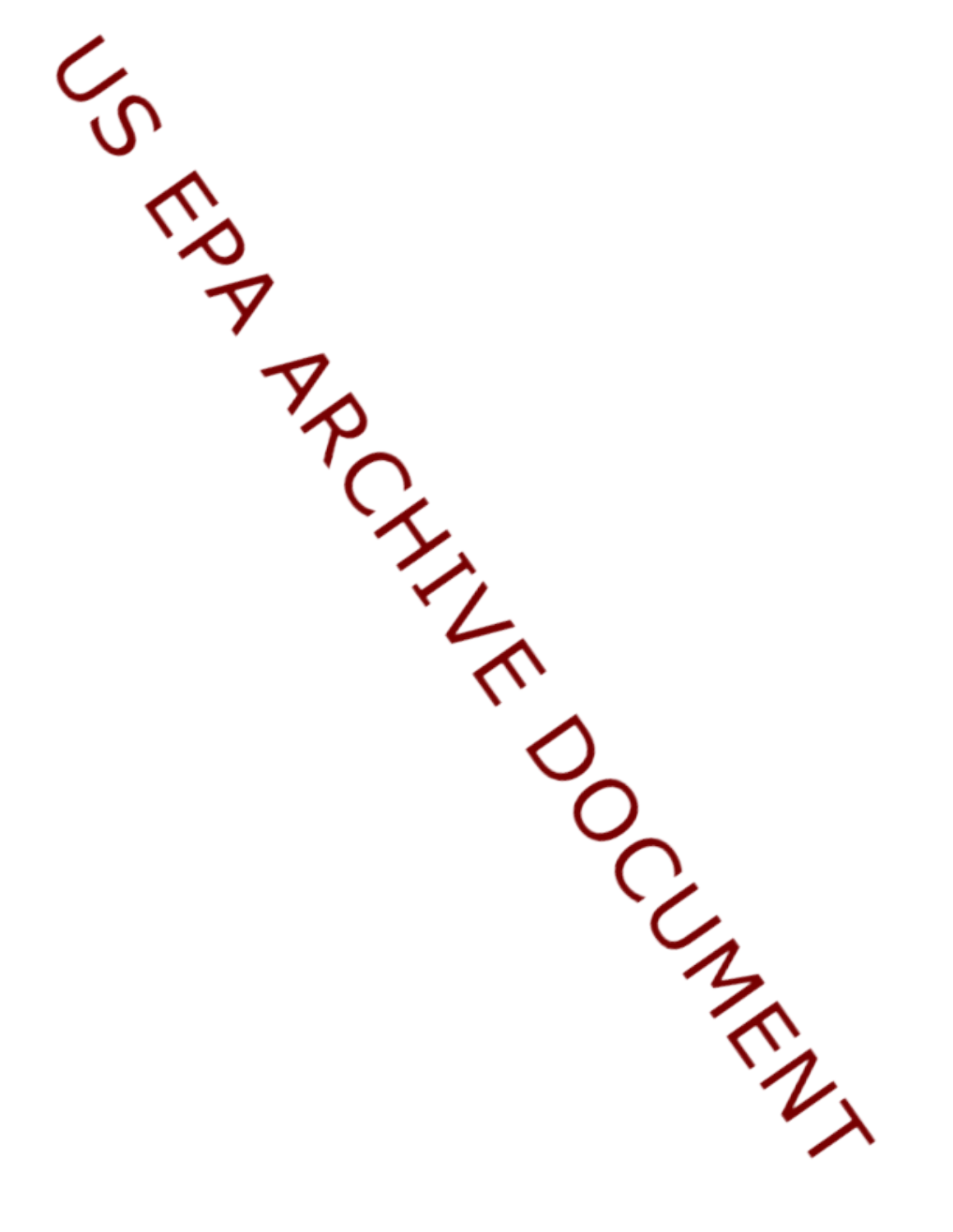US EPA ARCHIVE DOCUMENT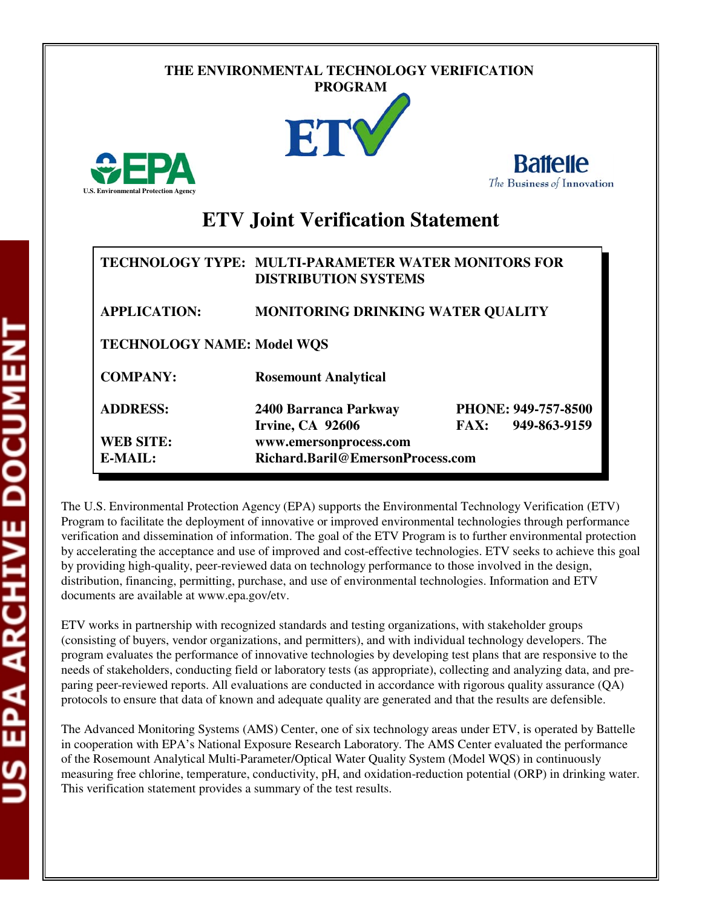THE ENVIRONMENTAL TECHNOLOGY VERIFICATION PROGRAM

ETV

U.S. Environmental Protection Agency

Battelle
*The Business of Innovation*

# ETV Joint Verification Statement

| | |
|---|---|
| **TECHNOLOGY TYPE:** | **MULTI-PARAMETER WATER MONITORS FOR DISTRIBUTION SYSTEMS** |
| **APPLICATION:** | **MONITORING DRINKING WATER QUALITY** |
| **TECHNOLOGY NAME:** | **Model WQS** |
| **COMPANY:** | **Rosemount Analytical** |
| **ADDRESS:** | **2400 Barranca Parkway, Irvine, CA 92606** |
| **PHONE:** | **949-757-8500** |
| **FAX:** | **949-863-9159** |
| **WEB SITE:** | **www.emersonprocess.com** |
| **E-MAIL:** | **Richard.Baril@EmersonProcess.com** |

The U.S. Environmental Protection Agency (EPA) supports the Environmental Technology Verification (ETV) Program to facilitate the deployment of innovative or improved environmental technologies through performance verification and dissemination of information. The goal of the ETV Program is to further environmental protection by accelerating the acceptance and use of improved and cost-effective technologies. ETV seeks to achieve this goal by providing high-quality, peer-reviewed data on technology performance to those involved in the design, distribution, financing, permitting, purchase, and use of environmental technologies. Information and ETV documents are available at www.epa.gov/etv.

ETV works in partnership with recognized standards and testing organizations, with stakeholder groups (consisting of buyers, vendor organizations, and permitters), and with individual technology developers. The program evaluates the performance of innovative technologies by developing test plans that are responsive to the needs of stakeholders, conducting field or laboratory tests (as appropriate), collecting and analyzing data, and preparing peer-reviewed reports. All evaluations are conducted in accordance with rigorous quality assurance (QA) protocols to ensure that data of known and adequate quality are generated and that the results are defensible.

The Advanced Monitoring Systems (AMS) Center, one of six technology areas under ETV, is operated by Battelle in cooperation with EPA's National Exposure Research Laboratory. The AMS Center evaluated the performance of the Rosemount Analytical Multi-Parameter/Optical Water Quality System (Model WQS) in continuously measuring free chlorine, temperature, conductivity, pH, and oxidation-reduction potential (ORP) in drinking water. This verification statement provides a summary of the test results.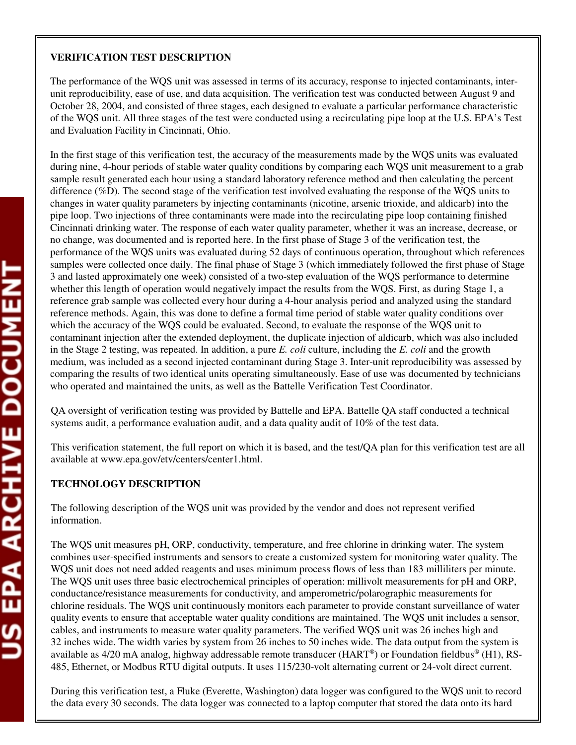**VERIFICATION TEST DESCRIPTION**

The performance of the WQS unit was assessed in terms of its accuracy, response to injected contaminants, inter-unit reproducibility, ease of use, and data acquisition. The verification test was conducted between August 9 and October 28, 2004, and consisted of three stages, each designed to evaluate a particular performance characteristic of the WQS unit. All three stages of the test were conducted using a recirculating pipe loop at the U.S. EPA's Test and Evaluation Facility in Cincinnati, Ohio.

In the first stage of this verification test, the accuracy of the measurements made by the WQS units was evaluated during nine, 4-hour periods of stable water quality conditions by comparing each WQS unit measurement to a grab sample result generated each hour using a standard laboratory reference method and then calculating the percent difference (%D). The second stage of the verification test involved evaluating the response of the WQS units to changes in water quality parameters by injecting contaminants (nicotine, arsenic trioxide, and aldicarb) into the pipe loop. Two injections of three contaminants were made into the recirculating pipe loop containing finished Cincinnati drinking water. The response of each water quality parameter, whether it was an increase, decrease, or no change, was documented and is reported here. In the first phase of Stage 3 of the verification test, the performance of the WQS units was evaluated during 52 days of continuous operation, throughout which references samples were collected once daily. The final phase of Stage 3 (which immediately followed the first phase of Stage 3 and lasted approximately one week) consisted of a two-step evaluation of the WQS performance to determine whether this length of operation would negatively impact the results from the WQS. First, as during Stage 1, a reference grab sample was collected every hour during a 4-hour analysis period and analyzed using the standard reference methods. Again, this was done to define a formal time period of stable water quality conditions over which the accuracy of the WQS could be evaluated. Second, to evaluate the response of the WQS unit to contaminant injection after the extended deployment, the duplicate injection of aldicarb, which was also included in the Stage 2 testing, was repeated. In addition, a pure *E. coli* culture, including the *E. coli* and the growth medium, was included as a second injected contaminant during Stage 3. Inter-unit reproducibility was assessed by comparing the results of two identical units operating simultaneously. Ease of use was documented by technicians who operated and maintained the units, as well as the Battelle Verification Test Coordinator.

QA oversight of verification testing was provided by Battelle and EPA. Battelle QA staff conducted a technical systems audit, a performance evaluation audit, and a data quality audit of 10% of the test data.

This verification statement, the full report on which it is based, and the test/QA plan for this verification test are all available at www.epa.gov/etv/centers/center1.html.

**TECHNOLOGY DESCRIPTION**

The following description of the WQS unit was provided by the vendor and does not represent verified information.

The WQS unit measures pH, ORP, conductivity, temperature, and free chlorine in drinking water. The system combines user-specified instruments and sensors to create a customized system for monitoring water quality. The WQS unit does not need added reagents and uses minimum process flows of less than 183 milliliters per minute. The WQS unit uses three basic electrochemical principles of operation: millivolt measurements for pH and ORP, conductance/resistance measurements for conductivity, and amperometric/polarographic measurements for chlorine residuals. The WQS unit continuously monitors each parameter to provide constant surveillance of water quality events to ensure that acceptable water quality conditions are maintained. The WQS unit includes a sensor, cables, and instruments to measure water quality parameters. The verified WQS unit was 26 inches high and 32 inches wide. The width varies by system from 26 inches to 50 inches wide. The data output from the system is available as 4/20 mA analog, highway addressable remote transducer (HART®) or Foundation fieldbus® (H1), RS-485, Ethernet, or Modbus RTU digital outputs. It uses 115/230-volt alternating current or 24-volt direct current.

During this verification test, a Fluke (Everette, Washington) data logger was configured to the WQS unit to record the data every 30 seconds. The data logger was connected to a laptop computer that stored the data onto its hard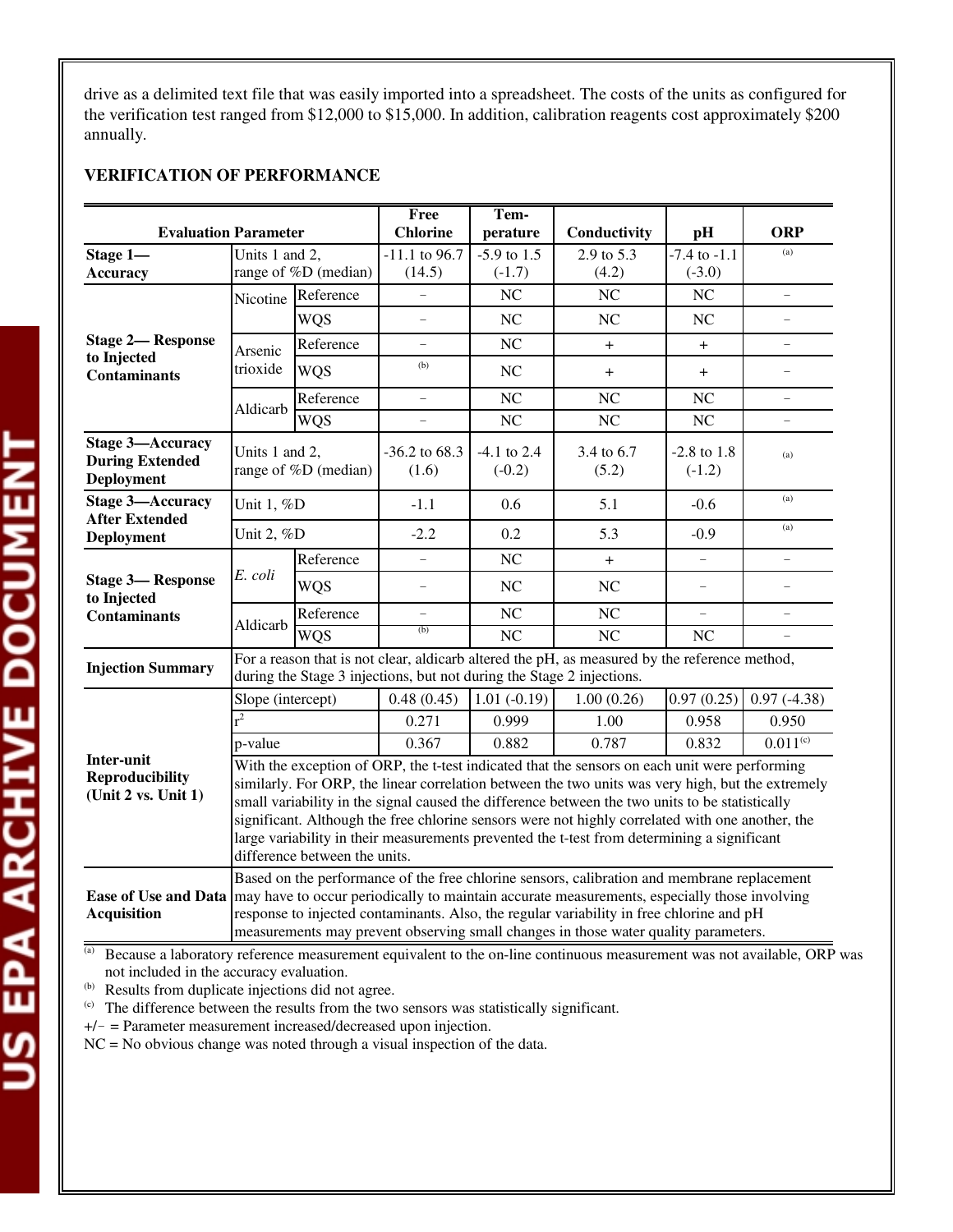drive as a delimited text file that was easily imported into a spreadsheet. The costs of the units as configured for the verification test ranged from $12,000 to $15,000. In addition, calibration reagents cost approximately $200 annually.

**VERIFICATION OF PERFORMANCE**

| Evaluation Parameter | | | Free Chlorine | Tem-perature | Conductivity | pH | ORP |
|---|---|---|---|---|---|---|---|
| **Stage 1—Accuracy** | Units 1 and 2, range of %D (median) | | -11.1 to 96.7 (14.5) | -5.9 to 1.5 (-1.7) | 2.9 to 5.3 (4.2) | -7.4 to -1.1 (-3.0) | [a] |
| **Stage 2— Response to Injected Contaminants** | Nicotine | Reference | − | NC | NC | NC | − |
| | | WQS | − | NC | NC | NC | − |
| | Arsenic trioxide | Reference | − | NC | + | + | − |
| | | WQS | [b] | NC | + | + | − |
| | Aldicarb | Reference | − | NC | NC | NC | − |
| | | WQS | − | NC | NC | NC | − |
| **Stage 3—Accuracy During Extended Deployment** | Units 1 and 2, range of %D (median) | | -36.2 to 68.3 (1.6) | -4.1 to 2.4 (-0.2) | 3.4 to 6.7 (5.2) | -2.8 to 1.8 (-1.2) | [a] |
| **Stage 3—Accuracy After Extended Deployment** | Unit 1, %D | | -1.1 | 0.6 | 5.1 | -0.6 | [a] |
| | Unit 2, %D | | -2.2 | 0.2 | 5.3 | -0.9 | [a] |
| **Stage 3— Response to Injected Contaminants** | *E. coli* | Reference | − | NC | + | − | − |
| | | WQS | − | NC | NC | − | − |
| | Aldicarb | Reference | − | NC | NC | − | − |
| | | WQS | [b] | NC | NC | NC | − |
| **Injection Summary** | For a reason that is not clear, aldicarb altered the pH, as measured by the reference method, during the Stage 3 injections, but not during the Stage 2 injections. | | | | | | |
| **Inter-unit Reproducibility (Unit 2 vs. Unit 1)** | Slope (intercept) | | 0.48 (0.45) | 1.01 (-0.19) | 1.00 (0.26) | 0.97 (0.25) | 0.97 (-4.38) |
| | $r^2$ | | 0.271 | 0.999 | 1.00 | 0.958 | 0.950 |
| | p-value | | 0.367 | 0.882 | 0.787 | 0.832 | 0.011[c] |
| | With the exception of ORP, the t-test indicated that the sensors on each unit were performing similarly. For ORP, the linear correlation between the two units was very high, but the extremely small variability in the signal caused the difference between the two units to be statistically significant. Although the free chlorine sensors were not highly correlated with one another, the large variability in their measurements prevented the t-test from determining a significant difference between the units. | | | | | | |
| **Ease of Use and Data Acquisition** | Based on the performance of the free chlorine sensors, calibration and membrane replacement may have to occur periodically to maintain accurate measurements, especially those involving response to injected contaminants. Also, the regular variability in free chlorine and pH measurements may prevent observing small changes in those water quality parameters. | | | | | | |

[a] Because a laboratory reference measurement equivalent to the on-line continuous measurement was not available, ORP was not included in the accuracy evaluation.

[b] Results from duplicate injections did not agree.

[c] The difference between the results from the two sensors was statistically significant.

+/− = Parameter measurement increased/decreased upon injection.

NC = No obvious change was noted through a visual inspection of the data.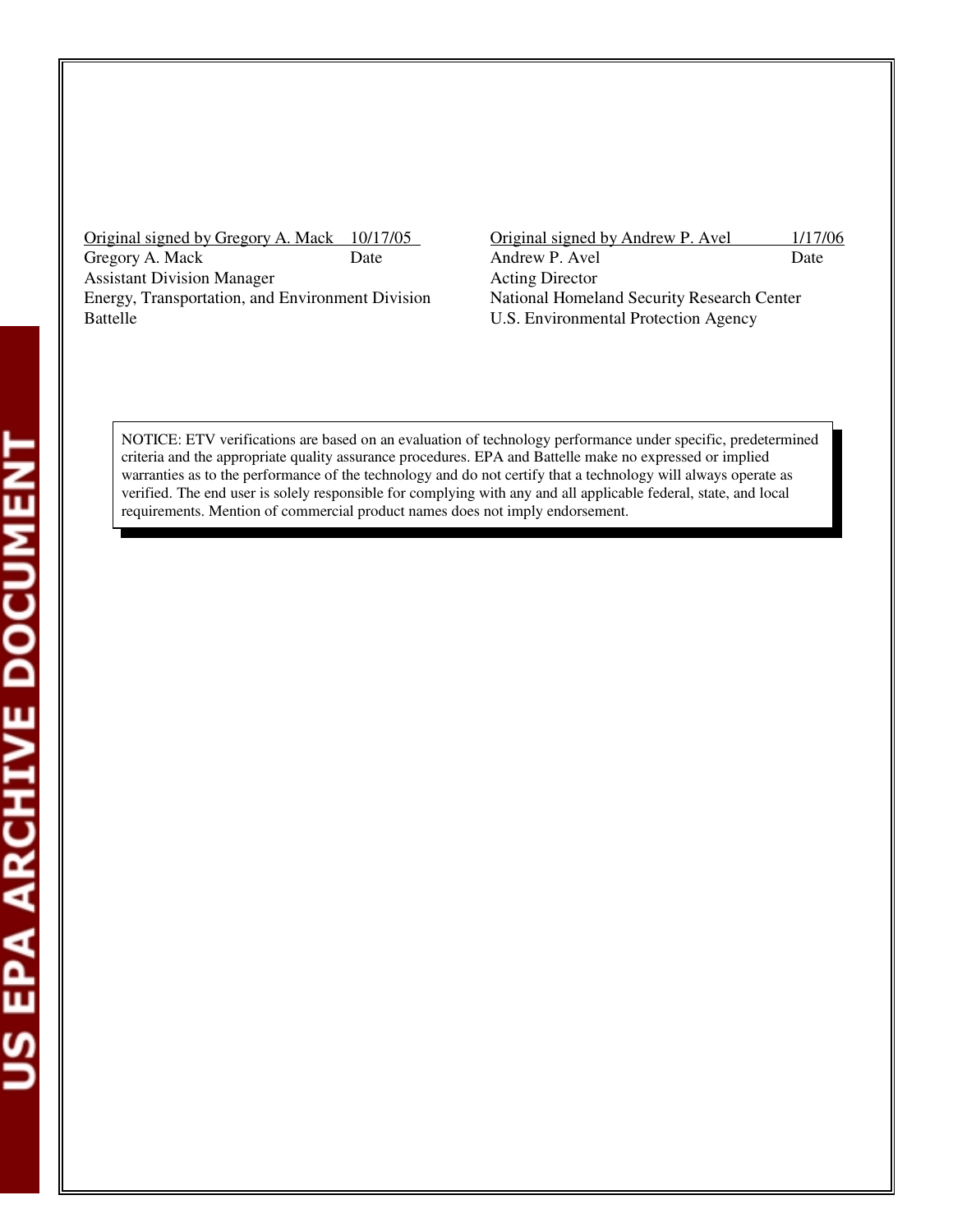Original signed by Gregory A. Mack 10/17/05
Gregory A. Mack Date
Assistant Division Manager
Energy, Transportation, and Environment Division
Battelle

Original signed by Andrew P. Avel 1/17/06
Andrew P. Avel Date
Acting Director
National Homeland Security Research Center
U.S. Environmental Protection Agency

NOTICE: ETV verifications are based on an evaluation of technology performance under specific, predetermined criteria and the appropriate quality assurance procedures. EPA and Battelle make no expressed or implied warranties as to the performance of the technology and do not certify that a technology will always operate as verified. The end user is solely responsible for complying with any and all applicable federal, state, and local requirements. Mention of commercial product names does not imply endorsement.